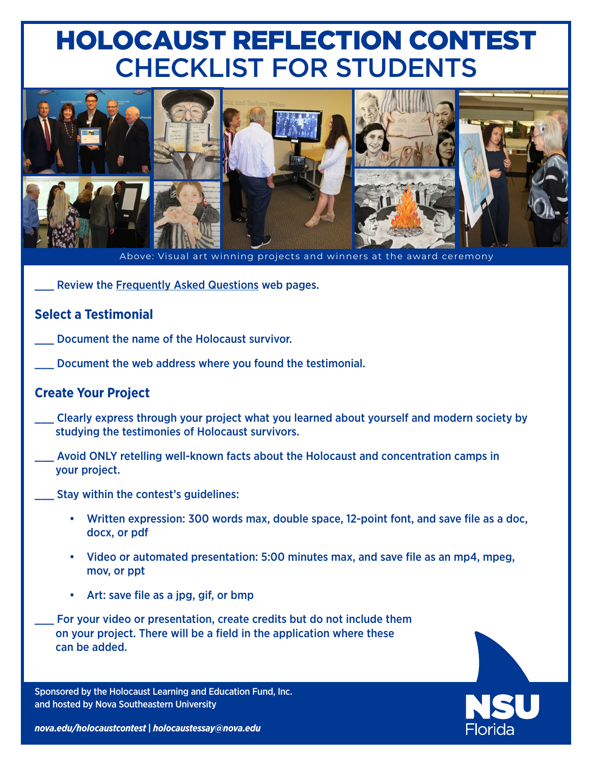# HOLOCAUST REFLECTION CONTEST
## CHECKLIST FOR STUDENTS

Above: Visual art winning projects and winners at the award ceremony

___ Review the Frequently Asked Questions web pages.

### Select a Testimonial

___ Document the name of the Holocaust survivor.

___ Document the web address where you found the testimonial.

### Create Your Project

___ Clearly express through your project what you learned about yourself and modern society by studying the testimonies of Holocaust survivors.

___ Avoid ONLY retelling well-known facts about the Holocaust and concentration camps in your project.

___ Stay within the contest's guidelines:

- Written expression: 300 words max, double space, 12-point font, and save file as a doc, docx, or pdf
- Video or automated presentation: 5:00 minutes max, and save file as an mp4, mpeg, mov, or ppt
- Art: save file as a jpg, gif, or bmp

___ For your video or presentation, create credits but do not include them on your project. There will be a field in the application where these can be added.

Sponsored by the Holocaust Learning and Education Fund, Inc. and hosted by Nova Southeastern University

*nova.edu/holocaustcontest | holocaustessay@nova.edu*

NSU Florida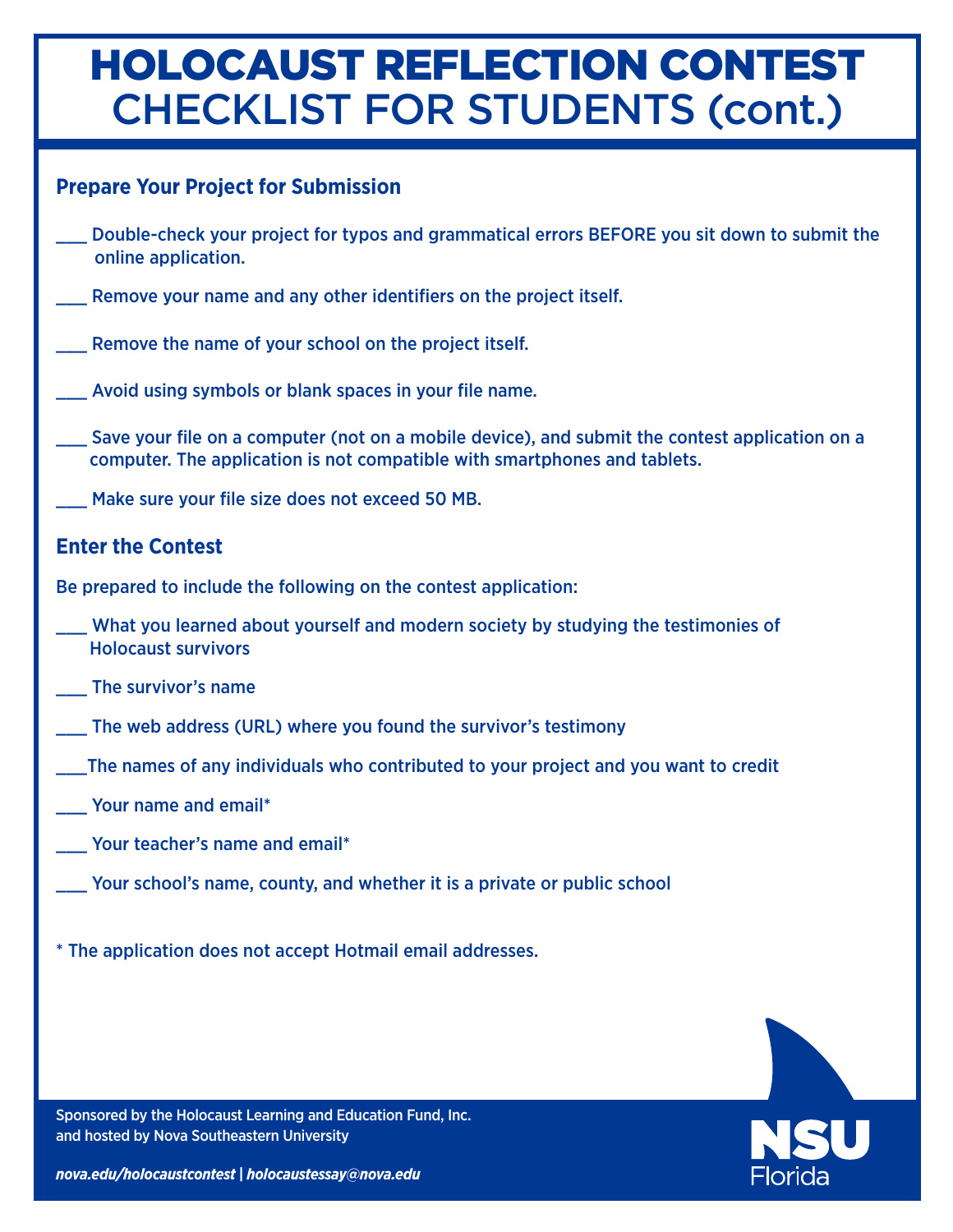# HOLOCAUST REFLECTION CONTEST
## CHECKLIST FOR STUDENTS (cont.)

### Prepare Your Project for Submission

___ Double-check your project for typos and grammatical errors BEFORE you sit down to submit the online application.

___ Remove your name and any other identifiers on the project itself.

___ Remove the name of your school on the project itself.

___ Avoid using symbols or blank spaces in your file name.

___ Save your file on a computer (not on a mobile device), and submit the contest application on a computer. The application is not compatible with smartphones and tablets.

___ Make sure your file size does not exceed 50 MB.

### Enter the Contest

Be prepared to include the following on the contest application:

___ What you learned about yourself and modern society by studying the testimonies of Holocaust survivors

___ The survivor's name

___ The web address (URL) where you found the survivor's testimony

___The names of any individuals who contributed to your project and you want to credit

___ Your name and email*

___ Your teacher's name and email*

___ Your school's name, county, and whether it is a private or public school

\* The application does not accept Hotmail email addresses.

Sponsored by the Holocaust Learning and Education Fund, Inc.
and hosted by Nova Southeastern University

*nova.edu/holocaustcontest | holocaustessay@nova.edu*

NSU Florida